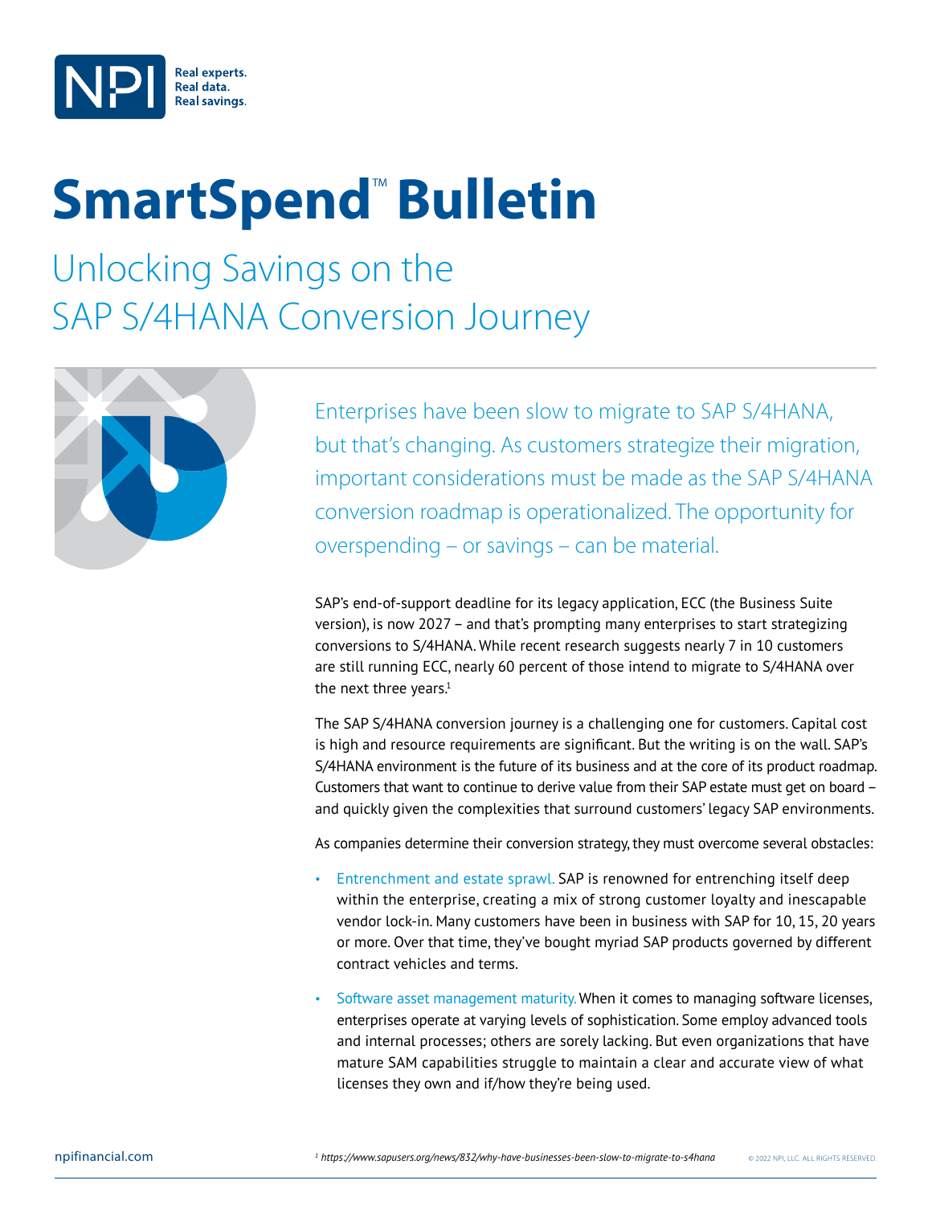# SmartSpend™ Bulletin

## Unlocking Savings on the SAP S/4HANA Conversion Journey

Enterprises have been slow to migrate to SAP S/4HANA, but that's changing. As customers strategize their migration, important considerations must be made as the SAP S/4HANA conversion roadmap is operationalized. The opportunity for overspending – or savings – can be material.

SAP's end-of-support deadline for its legacy application, ECC (the Business Suite version), is now 2027 – and that's prompting many enterprises to start strategizing conversions to S/4HANA. While recent research suggests nearly 7 in 10 customers are still running ECC, nearly 60 percent of those intend to migrate to S/4HANA over the next three years.[1]

The SAP S/4HANA conversion journey is a challenging one for customers. Capital cost is high and resource requirements are significant. But the writing is on the wall. SAP's S/4HANA environment is the future of its business and at the core of its product roadmap. Customers that want to continue to derive value from their SAP estate must get on board – and quickly given the complexities that surround customers' legacy SAP environments.

As companies determine their conversion strategy, they must overcome several obstacles:

- Entrenchment and estate sprawl. SAP is renowned for entrenching itself deep within the enterprise, creating a mix of strong customer loyalty and inescapable vendor lock-in. Many customers have been in business with SAP for 10, 15, 20 years or more. Over that time, they've bought myriad SAP products governed by different contract vehicles and terms.
- Software asset management maturity. When it comes to managing software licenses, enterprises operate at varying levels of sophistication. Some employ advanced tools and internal processes; others are sorely lacking. But even organizations that have mature SAM capabilities struggle to maintain a clear and accurate view of what licenses they own and if/how they're being used.

[1] *https://www.sapusers.org/news/832/why-have-businesses-been-slow-to-migrate-to-s4hana*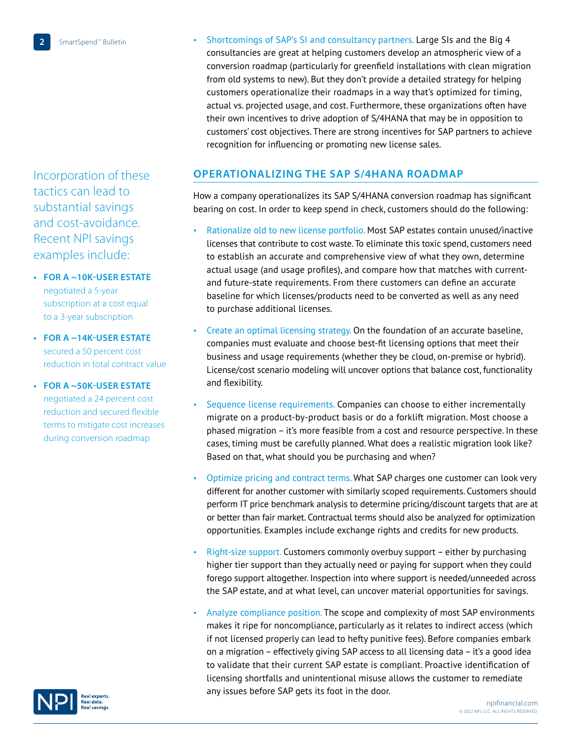- Shortcomings of SAP's SI and consultancy partners. Large SIs and the Big 4 consultancies are great at helping customers develop an atmospheric view of a conversion roadmap (particularly for greenfield installations with clean migration from old systems to new). But they don't provide a detailed strategy for helping customers operationalize their roadmaps in a way that's optimized for timing, actual vs. projected usage, and cost. Furthermore, these organizations often have their own incentives to drive adoption of S/4HANA that may be in opposition to customers' cost objectives. There are strong incentives for SAP partners to achieve recognition for influencing or promoting new license sales.

## OPERATIONALIZING THE SAP S/4HANA ROADMAP

How a company operationalizes its SAP S/4HANA conversion roadmap has significant bearing on cost. In order to keep spend in check, customers should do the following:

- Rationalize old to new license portfolio. Most SAP estates contain unused/inactive licenses that contribute to cost waste. To eliminate this toxic spend, customers need to establish an accurate and comprehensive view of what they own, determine actual usage (and usage profiles), and compare how that matches with current- and future-state requirements. From there customers can define an accurate baseline for which licenses/products need to be converted as well as any need to purchase additional licenses.
- Create an optimal licensing strategy. On the foundation of an accurate baseline, companies must evaluate and choose best-fit licensing options that meet their business and usage requirements (whether they be cloud, on-premise or hybrid). License/cost scenario modeling will uncover options that balance cost, functionality and flexibility.
- Sequence license requirements. Companies can choose to either incrementally migrate on a product-by-product basis or do a forklift migration. Most choose a phased migration – it's more feasible from a cost and resource perspective. In these cases, timing must be carefully planned. What does a realistic migration look like? Based on that, what should you be purchasing and when?
- Optimize pricing and contract terms. What SAP charges one customer can look very different for another customer with similarly scoped requirements. Customers should perform IT price benchmark analysis to determine pricing/discount targets that are at or better than fair market. Contractual terms should also be analyzed for optimization opportunities. Examples include exchange rights and credits for new products.
- Right-size support. Customers commonly overbuy support – either by purchasing higher tier support than they actually need or paying for support when they could forego support altogether. Inspection into where support is needed/unneeded across the SAP estate, and at what level, can uncover material opportunities for savings.
- Analyze compliance position. The scope and complexity of most SAP environments makes it ripe for noncompliance, particularly as it relates to indirect access (which if not licensed properly can lead to hefty punitive fees). Before companies embark on a migration – effectively giving SAP access to all licensing data – it's a good idea to validate that their current SAP estate is compliant. Proactive identification of licensing shortfalls and unintentional misuse allows the customer to remediate any issues before SAP gets its foot in the door.

Incorporation of these tactics can lead to substantial savings and cost-avoidance. Recent NPI savings examples include:

- **FOR A ~10K-USER ESTATE** negotiated a 5-year subscription at a cost equal to a 3-year subscription
- **FOR A ~14K-USER ESTATE** secured a 50 percent cost reduction in total contract value
- **FOR A ~50K-USER ESTATE** negotiated a 24 percent cost reduction and secured flexible terms to mitigate cost increases during conversion roadmap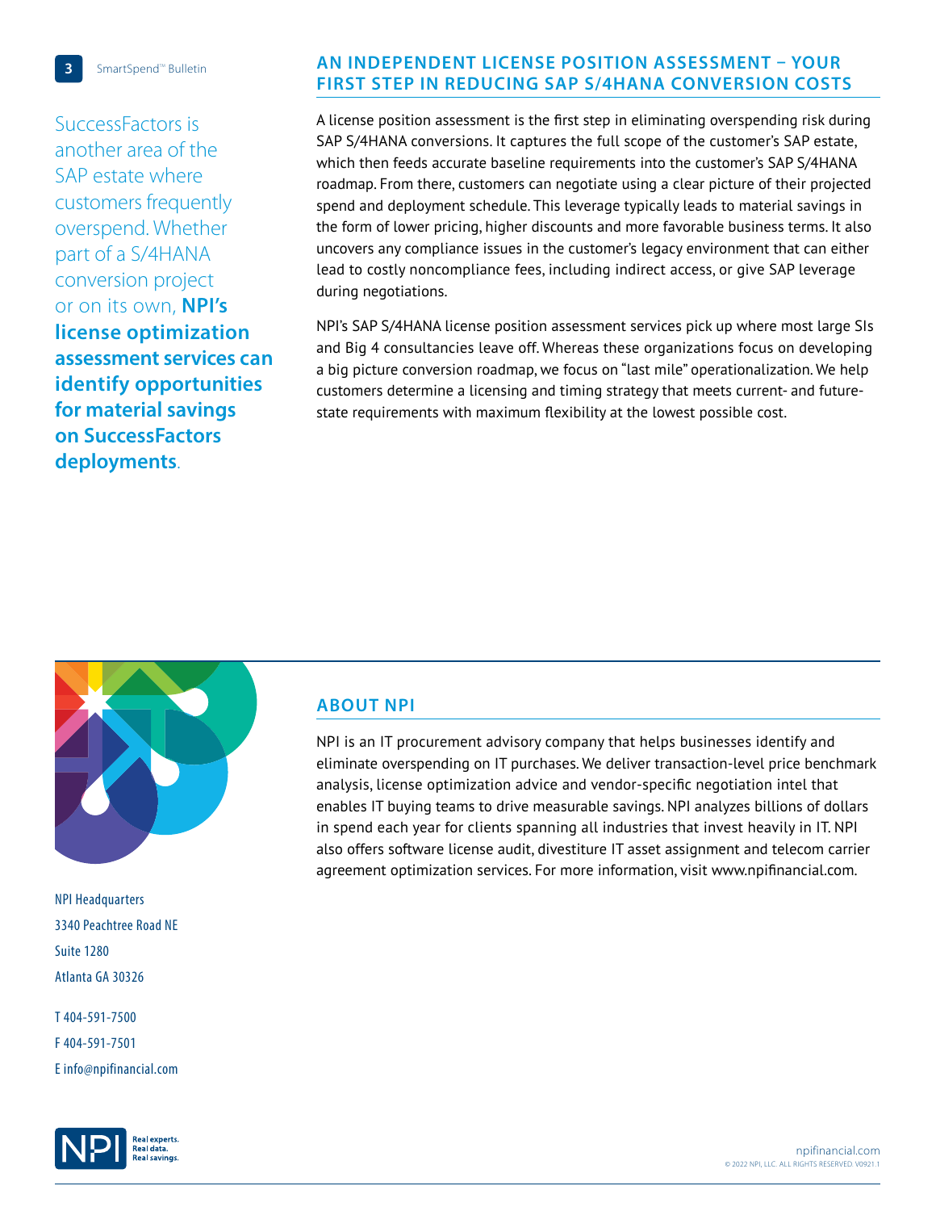SuccessFactors is another area of the SAP estate where customers frequently overspend. Whether part of a S/4HANA conversion project or on its own, **NPI's license optimization assessment services can identify opportunities for material savings on SuccessFactors deployments**.

## AN INDEPENDENT LICENSE POSITION ASSESSMENT – YOUR FIRST STEP IN REDUCING SAP S/4HANA CONVERSION COSTS

A license position assessment is the first step in eliminating overspending risk during SAP S/4HANA conversions. It captures the full scope of the customer's SAP estate, which then feeds accurate baseline requirements into the customer's SAP S/4HANA roadmap. From there, customers can negotiate using a clear picture of their projected spend and deployment schedule. This leverage typically leads to material savings in the form of lower pricing, higher discounts and more favorable business terms. It also uncovers any compliance issues in the customer's legacy environment that can either lead to costly noncompliance fees, including indirect access, or give SAP leverage during negotiations.

NPI's SAP S/4HANA license position assessment services pick up where most large SIs and Big 4 consultancies leave off. Whereas these organizations focus on developing a big picture conversion roadmap, we focus on "last mile" operationalization. We help customers determine a licensing and timing strategy that meets current- and future-state requirements with maximum flexibility at the lowest possible cost.

## ABOUT NPI

NPI is an IT procurement advisory company that helps businesses identify and eliminate overspending on IT purchases. We deliver transaction-level price benchmark analysis, license optimization advice and vendor-specific negotiation intel that enables IT buying teams to drive measurable savings. NPI analyzes billions of dollars in spend each year for clients spanning all industries that invest heavily in IT. NPI also offers software license audit, divestiture IT asset assignment and telecom carrier agreement optimization services. For more information, visit www.npifinancial.com.

NPI Headquarters
3340 Peachtree Road NE
Suite 1280
Atlanta GA 30326

T 404-591-7500
F 404-591-7501
E info@npifinancial.com

NPI Real experts. Real data. Real savings.

npifinancial.com
© 2022 NPI, LLC. ALL RIGHTS RESERVED. V0921.1